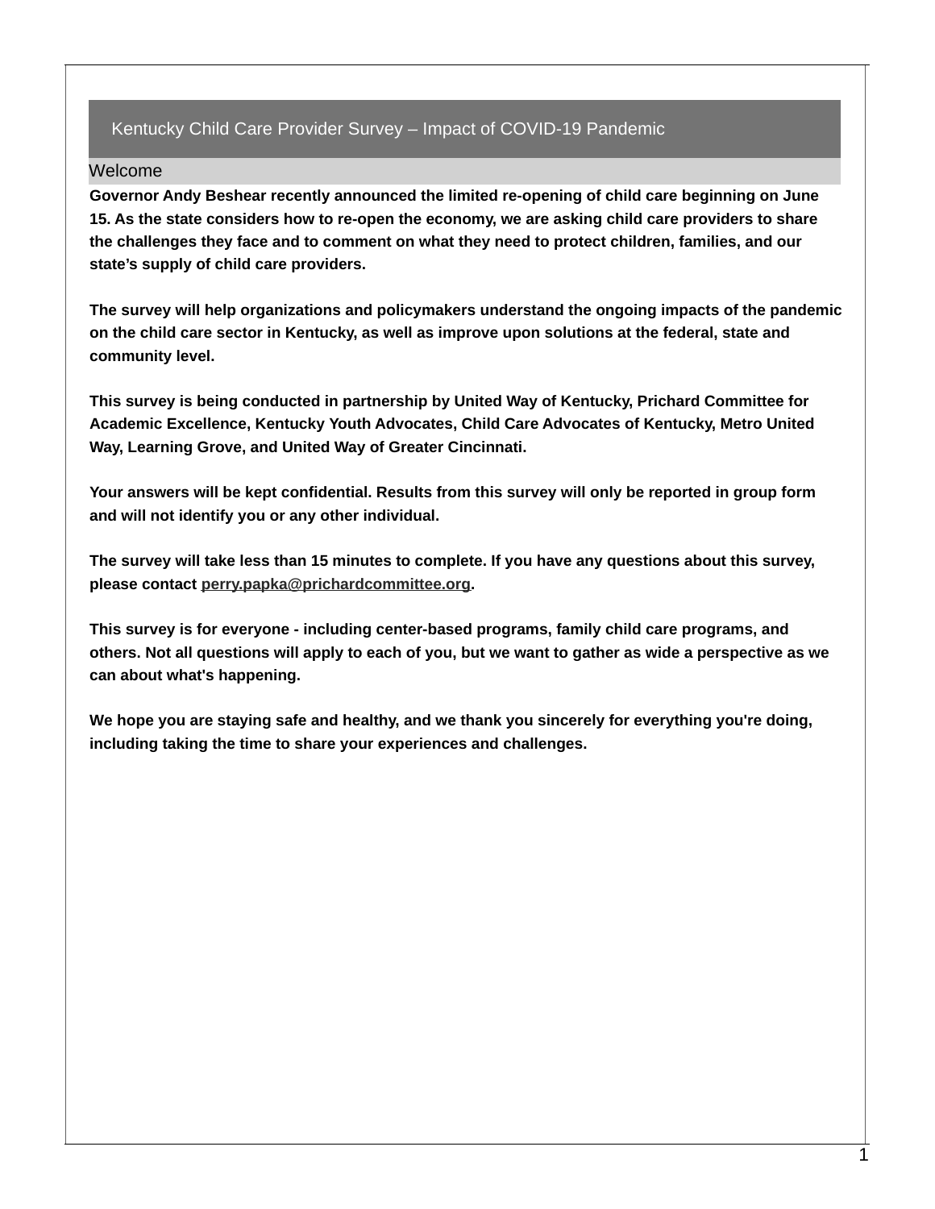# Kentucky Child Care Provider Survey – Impact of COVID-19 Pandemic

## Welcome

**Governor Andy Beshear recently announced the limited re-opening of child care beginning on June 15. As the state considers how to re-open the economy, we are asking child care providers to share the challenges they face and to comment on what they need to protect children, families, and our state's supply of child care providers.**

**The survey will help organizations and policymakers understand the ongoing impacts of the pandemic on the child care sector in Kentucky, as well as improve upon solutions at the federal, state and community level.**

**This survey is being conducted in partnership by United Way of Kentucky, Prichard Committee for Academic Excellence, Kentucky Youth Advocates, Child Care Advocates of Kentucky, Metro United Way, Learning Grove, and United Way of Greater Cincinnati.**

**Your answers will be kept confidential. Results from this survey will only be reported in group form and will not identify you or any other individual.**

**The survey will take less than 15 minutes to complete. If you have any questions about this survey, please contact perry.papka@prichardcommittee.org.**

**This survey is for everyone - including center-based programs, family child care programs, and others. Not all questions will apply to each of you, but we want to gather as wide a perspective as we can about what's happening.**

**We hope you are staying safe and healthy, and we thank you sincerely for everything you're doing, including taking the time to share your experiences and challenges.**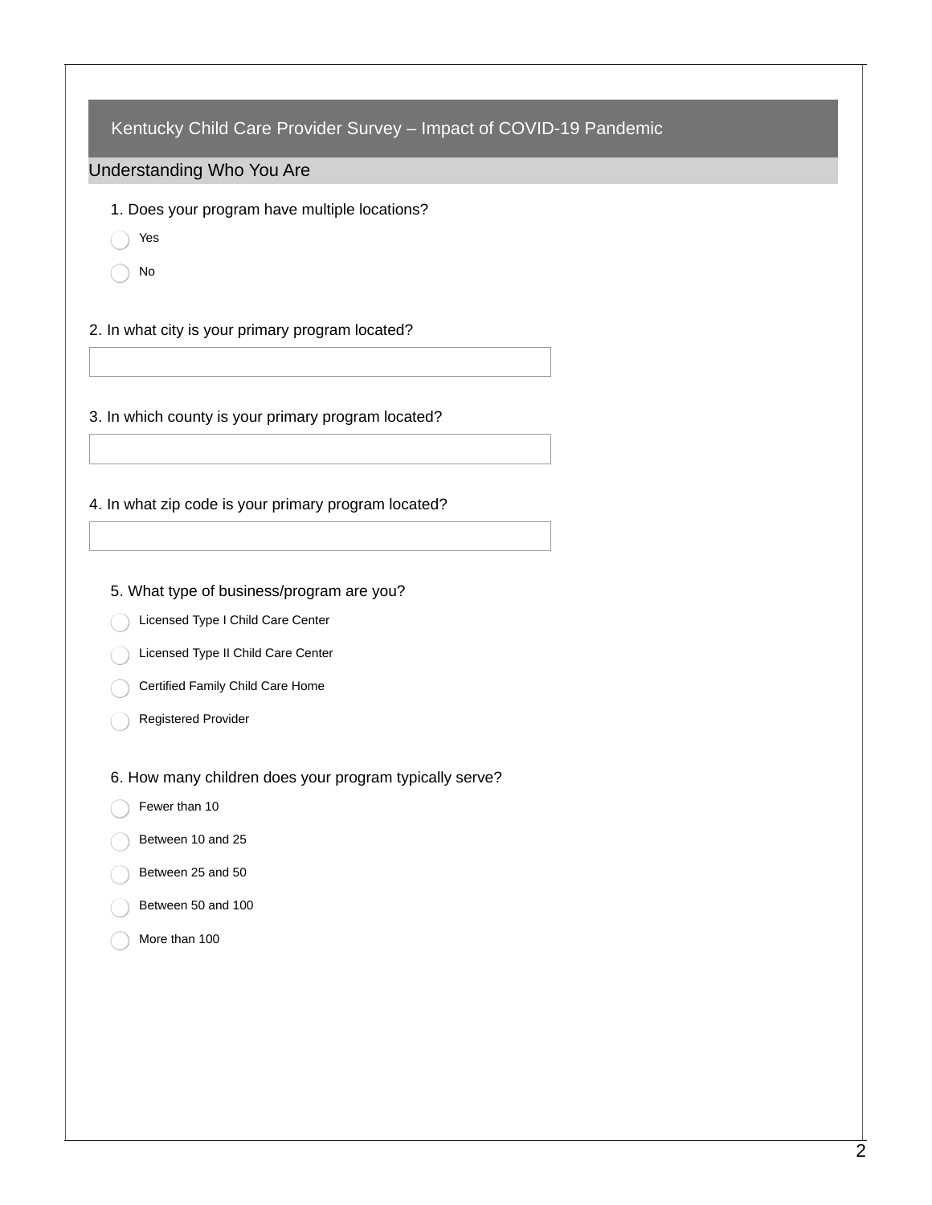## Kentucky Child Care Provider Survey – Impact of COVID-19 Pandemic

### Understanding Who You Are

1. Does your program have multiple locations?

- Yes
- No

2. In what city is your primary program located?

3. In which county is your primary program located?

4. In what zip code is your primary program located?

5. What type of business/program are you?

- Licensed Type I Child Care Center
- Licensed Type II Child Care Center
- Certified Family Child Care Home
- Registered Provider

6. How many children does your program typically serve?

- Fewer than 10
- Between 10 and 25
- Between 25 and 50
- Between 50 and 100
- More than 100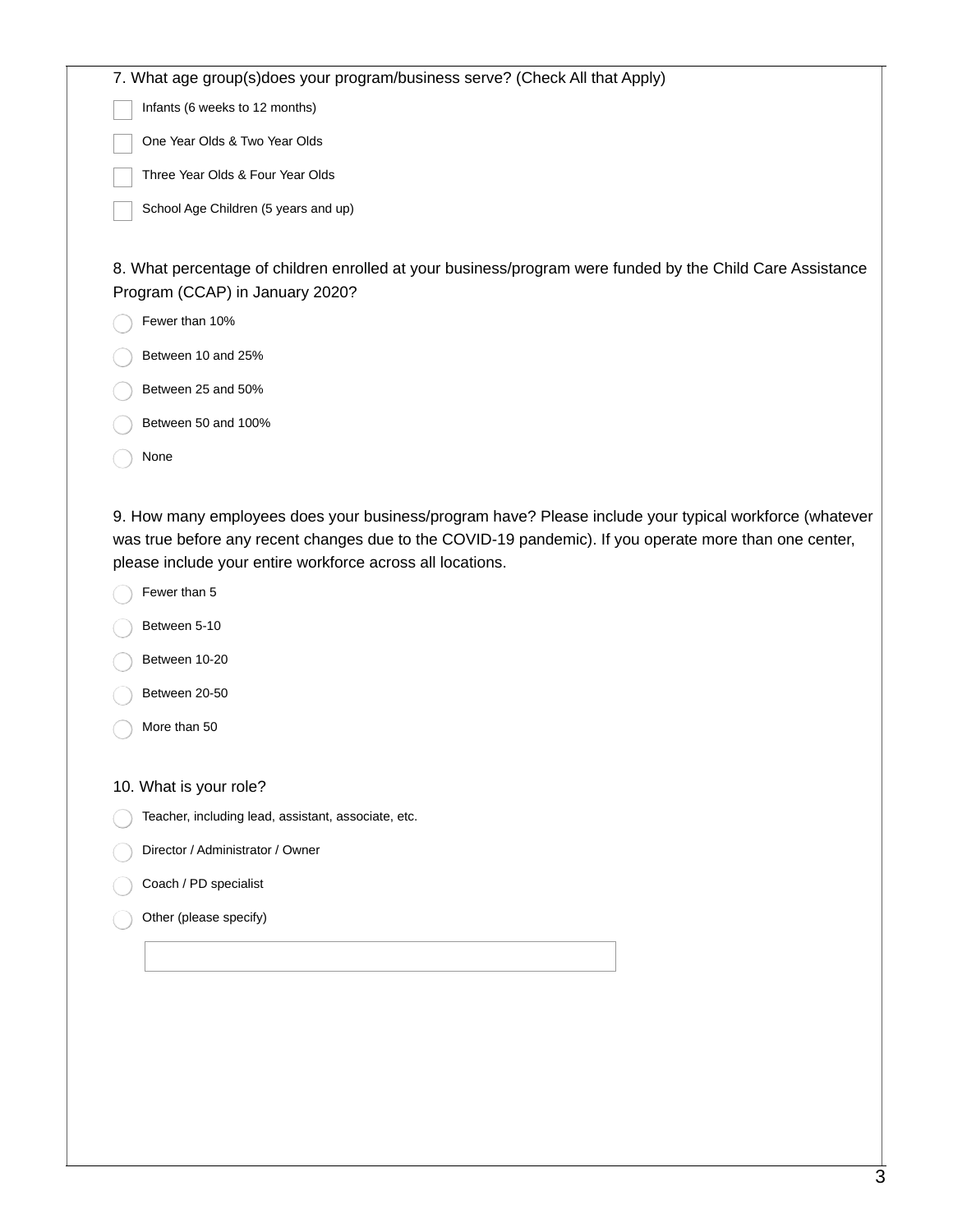7. What age group(s)does your program/business serve? (Check All that Apply)

- [ ] Infants (6 weeks to 12 months)
- [ ] One Year Olds & Two Year Olds
- [ ] Three Year Olds & Four Year Olds
- [ ] School Age Children (5 years and up)

8. What percentage of children enrolled at your business/program were funded by the Child Care Assistance Program (CCAP) in January 2020?

- ◯ Fewer than 10%
- ◯ Between 10 and 25%
- ◯ Between 25 and 50%
- ◯ Between 50 and 100%
- ◯ None

9. How many employees does your business/program have? Please include your typical workforce (whatever was true before any recent changes due to the COVID-19 pandemic). If you operate more than one center, please include your entire workforce across all locations.

- ◯ Fewer than 5
- ◯ Between 5-10
- ◯ Between 10-20
- ◯ Between 20-50
- ◯ More than 50

10. What is your role?

- ◯ Teacher, including lead, assistant, associate, etc.
- ◯ Director / Administrator / Owner
- ◯ Coach / PD specialist
- ◯ Other (please specify)

\_\_\_\_\_\_\_\_\_\_\_\_\_\_\_\_\_\_\_\_\_\_\_\_\_\_\_\_\_\_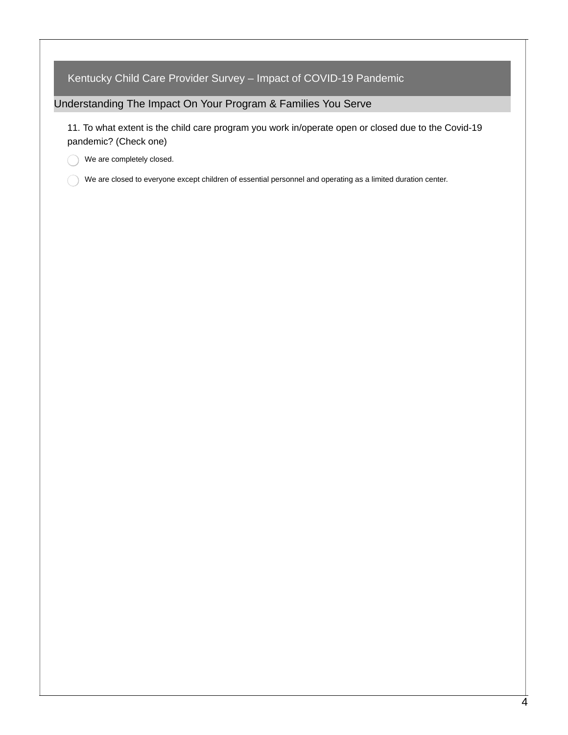## Kentucky Child Care Provider Survey – Impact of COVID-19 Pandemic

### Understanding The Impact On Your Program & Families You Serve

11. To what extent is the child care program you work in/operate open or closed due to the Covid-19 pandemic? (Check one)

- ◯ We are completely closed.
- ◯ We are closed to everyone except children of essential personnel and operating as a limited duration center.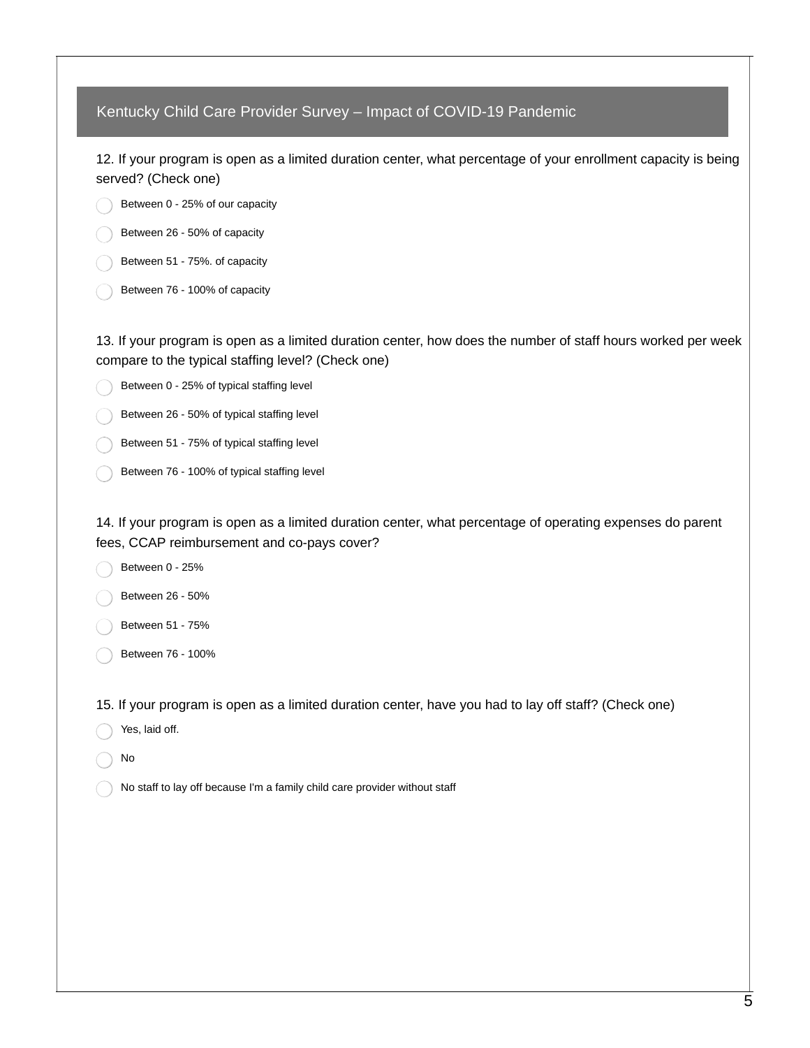## Kentucky Child Care Provider Survey – Impact of COVID-19 Pandemic

12. If your program is open as a limited duration center, what percentage of your enrollment capacity is being served? (Check one)

- Between 0 - 25% of our capacity
- Between 26 - 50% of capacity
- Between 51 - 75%. of capacity
- Between 76 - 100% of capacity

13. If your program is open as a limited duration center, how does the number of staff hours worked per week compare to the typical staffing level? (Check one)

- Between 0 - 25% of typical staffing level
- Between 26 - 50% of typical staffing level
- Between 51 - 75% of typical staffing level
- Between 76 - 100% of typical staffing level

14. If your program is open as a limited duration center, what percentage of operating expenses do parent fees, CCAP reimbursement and co-pays cover?

- Between 0 - 25%
- Between 26 - 50%
- Between 51 - 75%
- Between 76 - 100%

15. If your program is open as a limited duration center, have you had to lay off staff? (Check one)

- Yes, laid off.
- No
- No staff to lay off because I'm a family child care provider without staff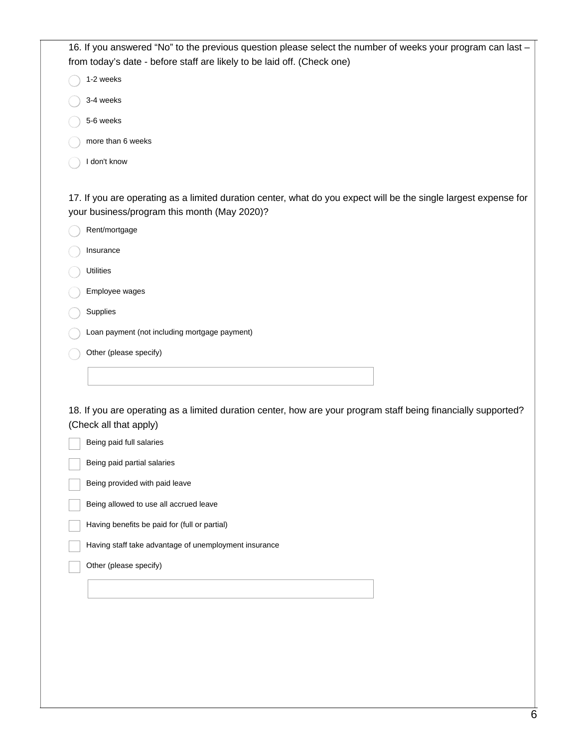16. If you answered “No” to the previous question please select the number of weeks your program can last – from today’s date - before staff are likely to be laid off. (Check one)

- ◯ 1-2 weeks
- ◯ 3-4 weeks
- ◯ 5-6 weeks
- ◯ more than 6 weeks
- ◯ I don't know

17. If you are operating as a limited duration center, what do you expect will be the single largest expense for your business/program this month (May 2020)?

- ◯ Rent/mortgage
- ◯ Insurance
- ◯ Utilities
- ◯ Employee wages
- ◯ Supplies
- ◯ Loan payment (not including mortgage payment)
- ◯ Other (please specify)

\_\_\_\_\_\_\_\_\_\_\_\_\_\_\_\_\_\_\_\_\_\_\_\_\_\_\_\_\_\_

18. If you are operating as a limited duration center, how are your program staff being financially supported? (Check all that apply)

- ☐ Being paid full salaries
- ☐ Being paid partial salaries
- ☐ Being provided with paid leave
- ☐ Being allowed to use all accrued leave
- ☐ Having benefits be paid for (full or partial)
- ☐ Having staff take advantage of unemployment insurance
- ☐ Other (please specify)

\_\_\_\_\_\_\_\_\_\_\_\_\_\_\_\_\_\_\_\_\_\_\_\_\_\_\_\_\_\_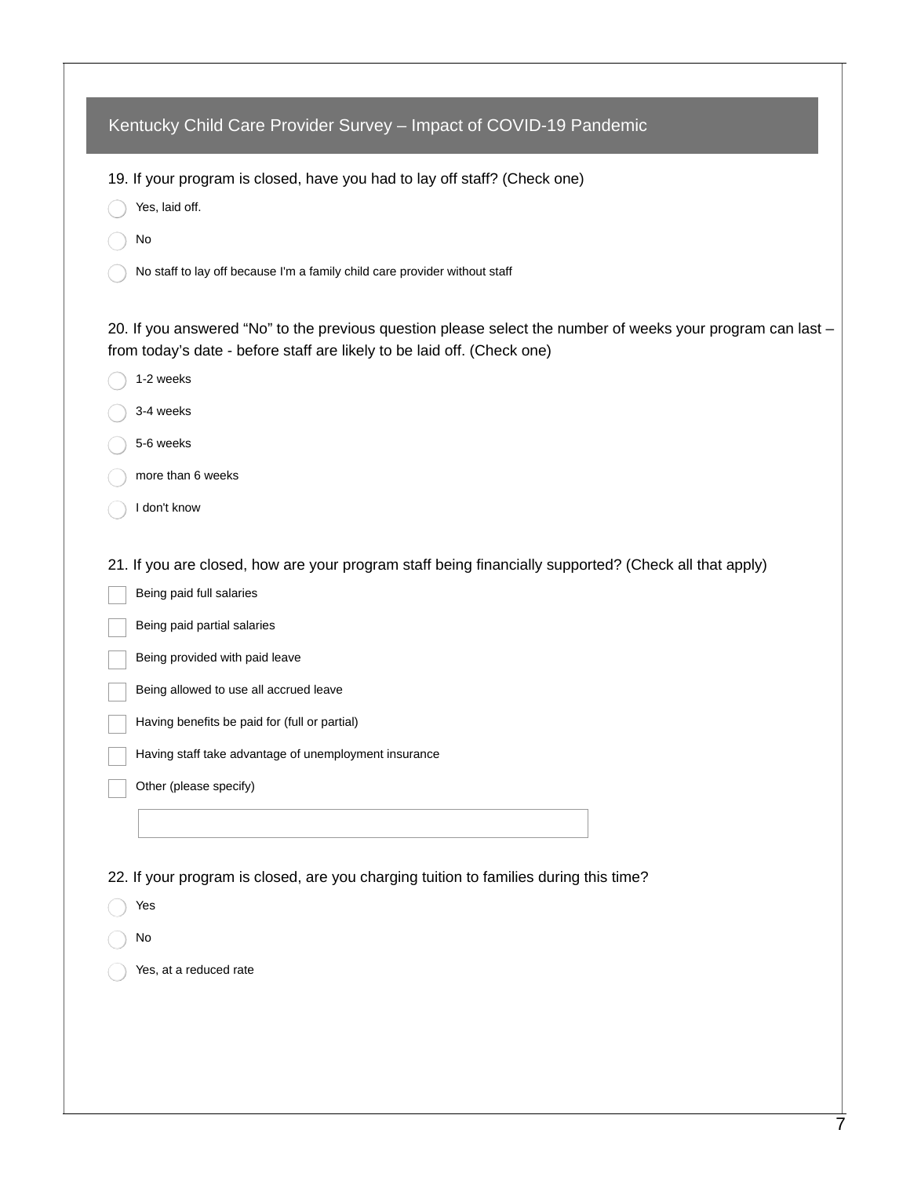## Kentucky Child Care Provider Survey – Impact of COVID-19 Pandemic

19. If your program is closed, have you had to lay off staff? (Check one)

- ◯ Yes, laid off.
- ◯ No
- ◯ No staff to lay off because I'm a family child care provider without staff

20. If you answered "No" to the previous question please select the number of weeks your program can last – from today's date - before staff are likely to be laid off. (Check one)

- ◯ 1-2 weeks
- ◯ 3-4 weeks
- ◯ 5-6 weeks
- ◯ more than 6 weeks
- ◯ I don't know

21. If you are closed, how are your program staff being financially supported? (Check all that apply)

- ☐ Being paid full salaries
- ☐ Being paid partial salaries
- ☐ Being provided with paid leave
- ☐ Being allowed to use all accrued leave
- ☐ Having benefits be paid for (full or partial)
- ☐ Having staff take advantage of unemployment insurance
- ☐ Other (please specify)

______________________________

22. If your program is closed, are you charging tuition to families during this time?

- ◯ Yes
- ◯ No
- ◯ Yes, at a reduced rate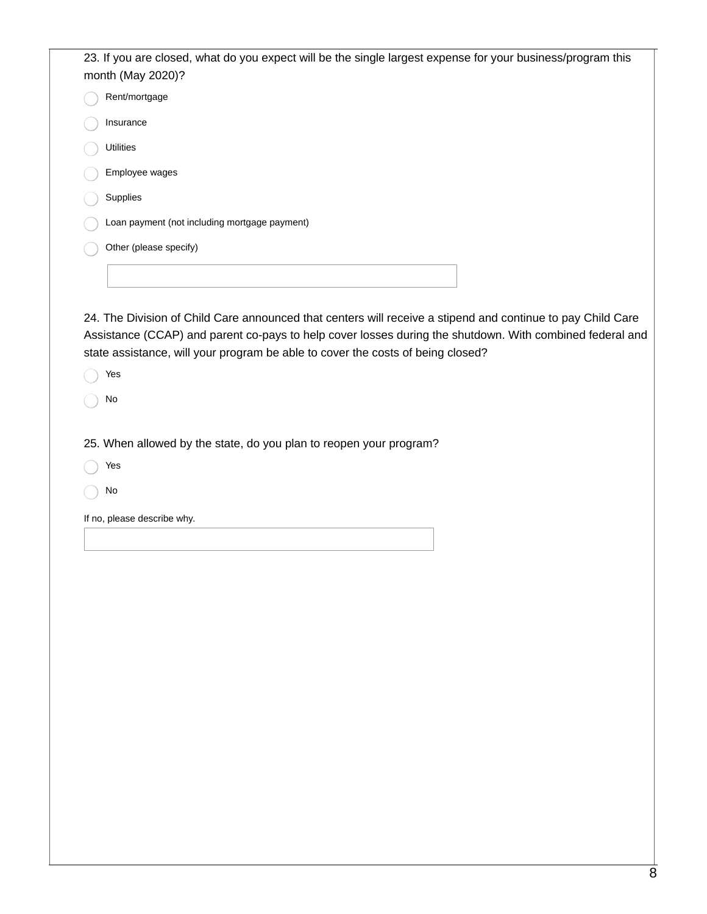23. If you are closed, what do you expect will be the single largest expense for your business/program this month (May 2020)?

- Rent/mortgage
- Insurance
- Utilities
- Employee wages
- Supplies
- Loan payment (not including mortgage payment)
- Other (please specify)

24. The Division of Child Care announced that centers will receive a stipend and continue to pay Child Care Assistance (CCAP) and parent co-pays to help cover losses during the shutdown. With combined federal and state assistance, will your program be able to cover the costs of being closed?

- Yes
- No

25. When allowed by the state, do you plan to reopen your program?

- Yes
- No

If no, please describe why.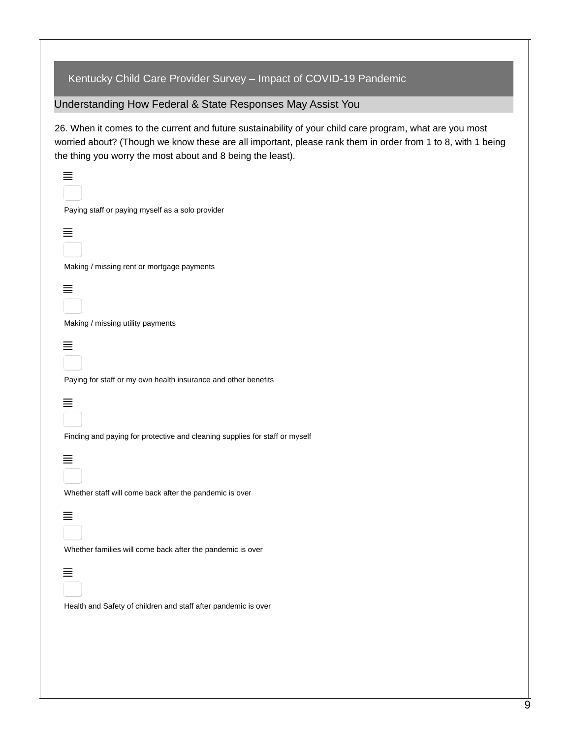## Kentucky Child Care Provider Survey – Impact of COVID-19 Pandemic

### Understanding How Federal & State Responses May Assist You

26. When it comes to the current and future sustainability of your child care program, what are you most worried about? (Though we know these are all important, please rank them in order from 1 to 8, with 1 being the thing you worry the most about and 8 being the least).

- [ ] Paying staff or paying myself as a solo provider
- [ ] Making / missing rent or mortgage payments
- [ ] Making / missing utility payments
- [ ] Paying for staff or my own health insurance and other benefits
- [ ] Finding and paying for protective and cleaning supplies for staff or myself
- [ ] Whether staff will come back after the pandemic is over
- [ ] Whether families will come back after the pandemic is over
- [ ] Health and Safety of children and staff after pandemic is over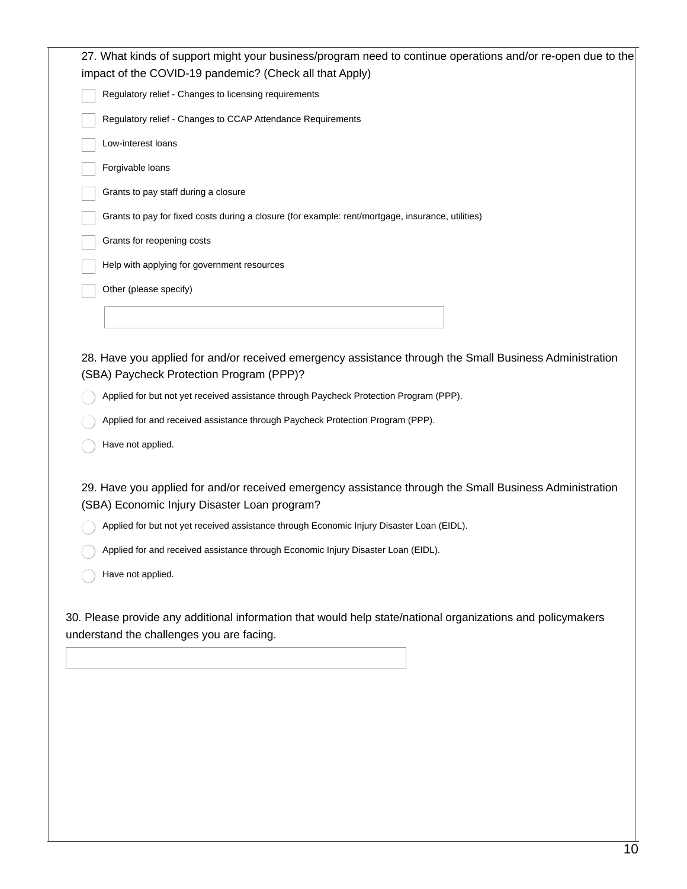27. What kinds of support might your business/program need to continue operations and/or re-open due to the impact of the COVID-19 pandemic? (Check all that Apply)

- [ ] Regulatory relief - Changes to licensing requirements
- [ ] Regulatory relief - Changes to CCAP Attendance Requirements
- [ ] Low-interest loans
- [ ] Forgivable loans
- [ ] Grants to pay staff during a closure
- [ ] Grants to pay for fixed costs during a closure (for example: rent/mortgage, insurance, utilities)
- [ ] Grants for reopening costs
- [ ] Help with applying for government resources
- [ ] Other (please specify)

28. Have you applied for and/or received emergency assistance through the Small Business Administration (SBA) Paycheck Protection Program (PPP)?

- ○ Applied for but not yet received assistance through Paycheck Protection Program (PPP).
- ○ Applied for and received assistance through Paycheck Protection Program (PPP).
- ○ Have not applied.

29. Have you applied for and/or received emergency assistance through the Small Business Administration (SBA) Economic Injury Disaster Loan program?

- ○ Applied for but not yet received assistance through Economic Injury Disaster Loan (EIDL).
- ○ Applied for and received assistance through Economic Injury Disaster Loan (EIDL).
- ○ Have not applied.

30. Please provide any additional information that would help state/national organizations and policymakers understand the challenges you are facing.